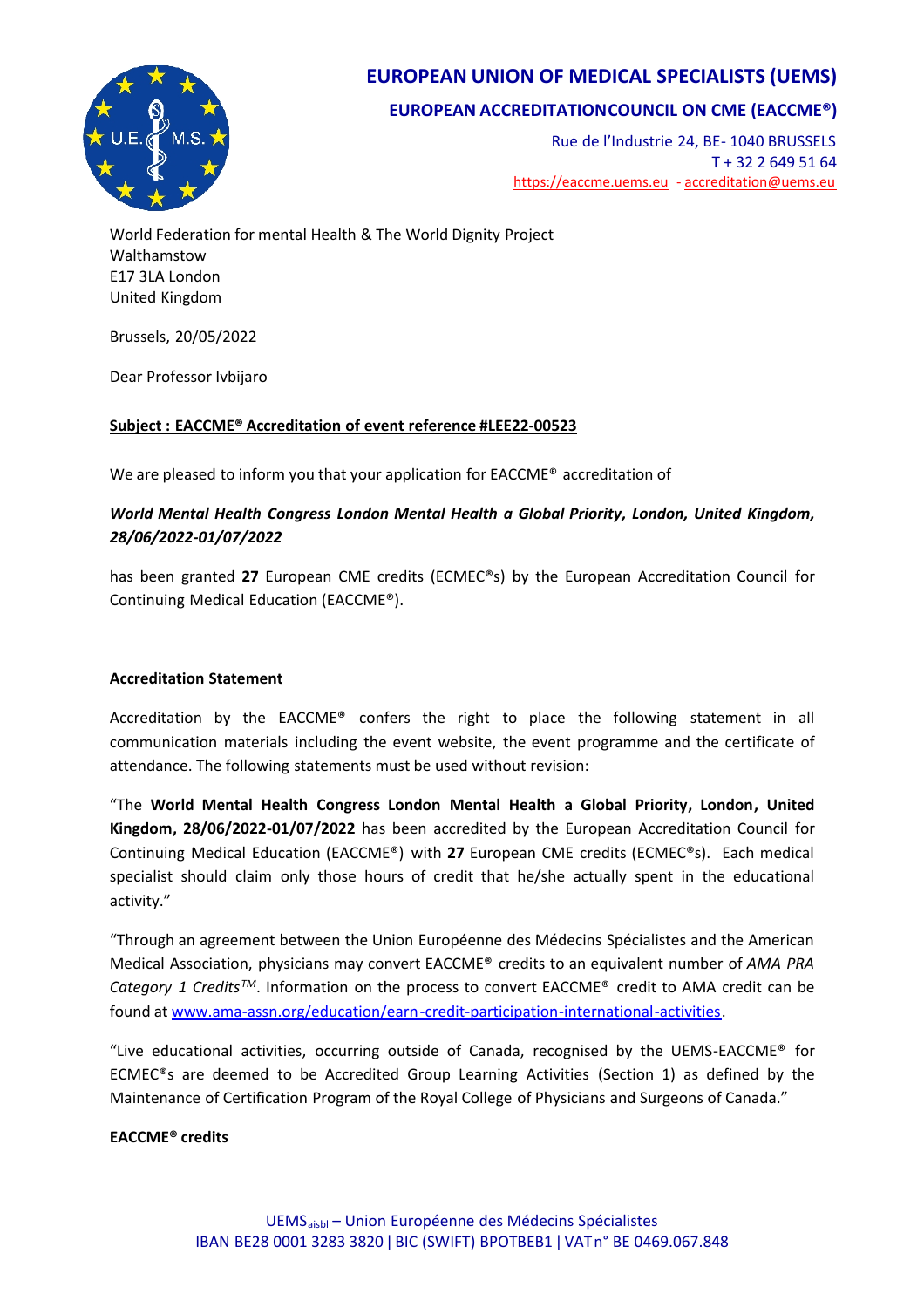# EUROPEAN UNION OF MEDICAL SPECIALISTS (UEMS)

## EUROPEAN ACCREDITATIONCOUNCIL ON CME (EACCME®)

Rue de l'Industrie 24, BE- 1040 BRUSSELS
T + 32 2 649 51 64
https://eaccme.uems.eu - accreditation@uems.eu

World Federation for mental Health & The World Dignity Project
Walthamstow
E17 3LA London
United Kingdom

Brussels, 20/05/2022

Dear Professor Ivbijaro

**<u>Subject : EACCME® Accreditation of event reference #LEE22-00523</u>**

We are pleased to inform you that your application for EACCME® accreditation of

***World Mental Health Congress London Mental Health a Global Priority, London, United Kingdom, 28/06/2022-01/07/2022***

has been granted **27** European CME credits (ECMEC®s) by the European Accreditation Council for Continuing Medical Education (EACCME®).

**Accreditation Statement**

Accreditation by the EACCME® confers the right to place the following statement in all communication materials including the event website, the event programme and the certificate of attendance. The following statements must be used without revision:

"The **World Mental Health Congress London Mental Health a Global Priority, London, United Kingdom, 28/06/2022-01/07/2022** has been accredited by the European Accreditation Council for Continuing Medical Education (EACCME®) with **27** European CME credits (ECMEC®s). Each medical specialist should claim only those hours of credit that he/she actually spent in the educational activity."

"Through an agreement between the Union Européenne des Médecins Spécialistes and the American Medical Association, physicians may convert EACCME® credits to an equivalent number of *AMA PRA Category 1 Credits™*. Information on the process to convert EACCME® credit to AMA credit can be found at www.ama-assn.org/education/earn-credit-participation-international-activities.

"Live educational activities, occurring outside of Canada, recognised by the UEMS-EACCME® for ECMEC®s are deemed to be Accredited Group Learning Activities (Section 1) as defined by the Maintenance of Certification Program of the Royal College of Physicians and Surgeons of Canada."

**EACCME® credits**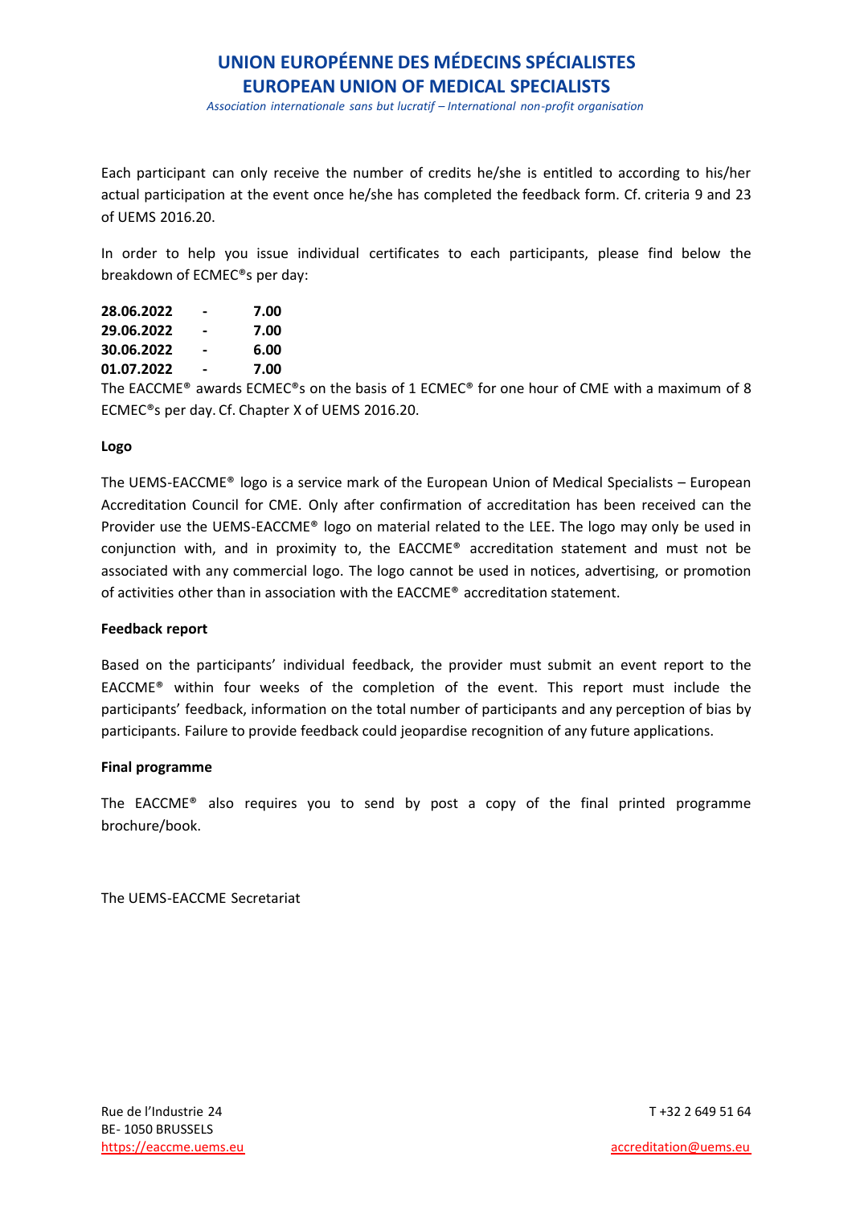Each participant can only receive the number of credits he/she is entitled to according to his/her actual participation at the event once he/she has completed the feedback form. Cf. criteria 9 and 23 of UEMS 2016.20.

In order to help you issue individual certificates to each participants, please find below the breakdown of ECMEC®s per day:

**28.06.2022 - 7.00**
**29.06.2022 - 7.00**
**30.06.2022 - 6.00**
**01.07.2022 - 7.00**

The EACCME® awards ECMEC®s on the basis of 1 ECMEC® for one hour of CME with a maximum of 8 ECMEC®s per day. Cf. Chapter X of UEMS 2016.20.

**Logo**

The UEMS-EACCME® logo is a service mark of the European Union of Medical Specialists – European Accreditation Council for CME. Only after confirmation of accreditation has been received can the Provider use the UEMS-EACCME® logo on material related to the LEE. The logo may only be used in conjunction with, and in proximity to, the EACCME® accreditation statement and must not be associated with any commercial logo. The logo cannot be used in notices, advertising, or promotion of activities other than in association with the EACCME® accreditation statement.

**Feedback report**

Based on the participants' individual feedback, the provider must submit an event report to the EACCME® within four weeks of the completion of the event. This report must include the participants' feedback, information on the total number of participants and any perception of bias by participants. Failure to provide feedback could jeopardise recognition of any future applications.

**Final programme**

The EACCME® also requires you to send by post a copy of the final printed programme brochure/book.

The UEMS-EACCME Secretariat